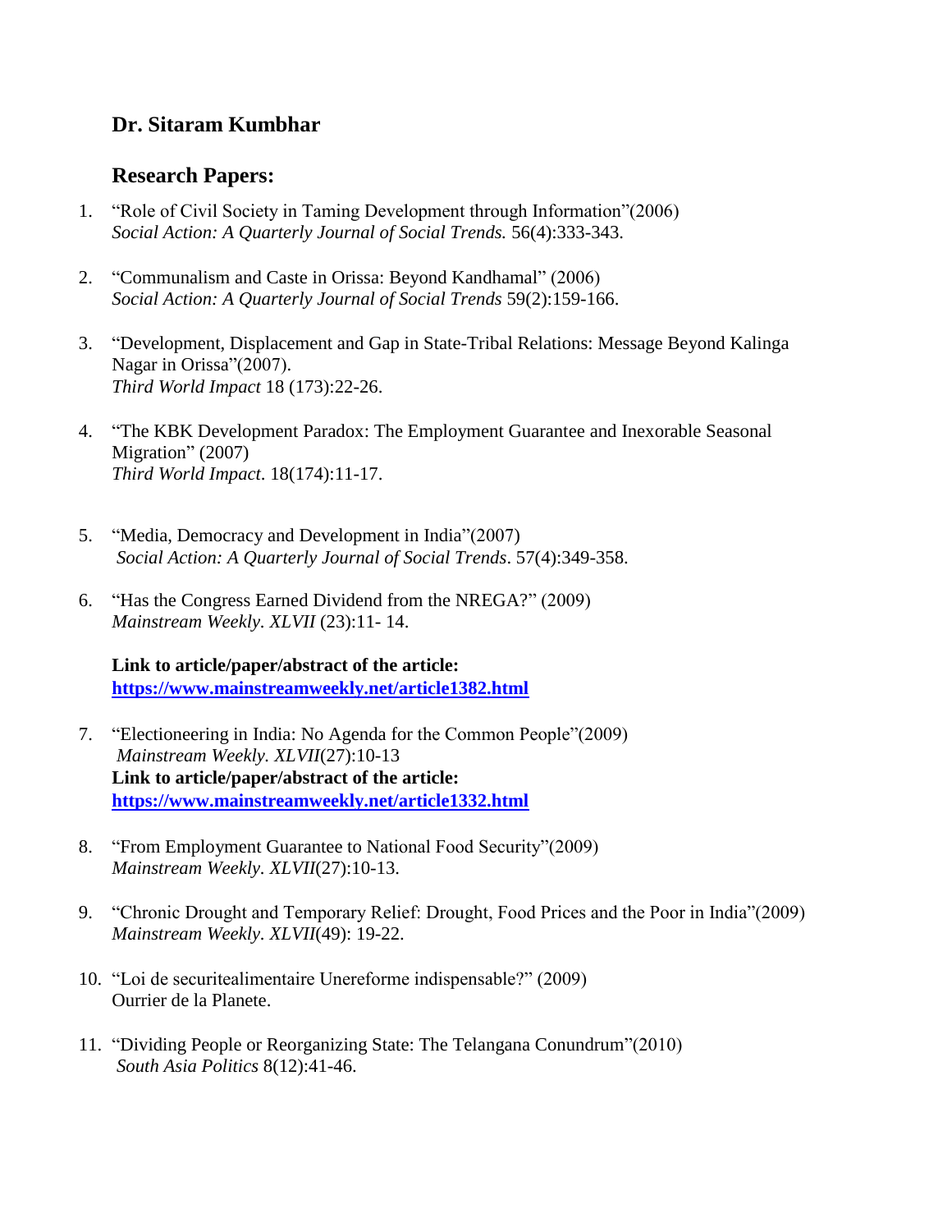## Dr. Sitaram Kumbhar

### Research Papers:

1. "Role of Civil Society in Taming Development through Information"(2006)
   *Social Action: A Quarterly Journal of Social Trends.* 56(4):333-343.

2. "Communalism and Caste in Orissa: Beyond Kandhamal" (2006)
   *Social Action: A Quarterly Journal of Social Trends* 59(2):159-166.

3. "Development, Displacement and Gap in State-Tribal Relations: Message Beyond Kalinga Nagar in Orissa"(2007).
   *Third World Impact* 18 (173):22-26.

4. "The KBK Development Paradox: The Employment Guarantee and Inexorable Seasonal Migration" (2007)
   *Third World Impact*. 18(174):11-17.

5. "Media, Democracy and Development in India"(2007)
   *Social Action: A Quarterly Journal of Social Trends*. 57(4):349-358.

6. "Has the Congress Earned Dividend from the NREGA?" (2009)
   *Mainstream Weekly. XLVII* (23):11- 14.

   **Link to article/paper/abstract of the article:**
   **https://www.mainstreamweekly.net/article1382.html**

7. "Electioneering in India: No Agenda for the Common People"(2009)
   *Mainstream Weekly. XLVII*(27):10-13
   **Link to article/paper/abstract of the article:**
   **https://www.mainstreamweekly.net/article1332.html**

8. "From Employment Guarantee to National Food Security"(2009)
   *Mainstream Weekly*. *XLVII*(27):10-13.

9. "Chronic Drought and Temporary Relief: Drought, Food Prices and the Poor in India"(2009)
   *Mainstream Weekly. XLVII*(49): 19-22.

10. "Loi de securitealimentaire Unereforme indispensable?" (2009)
    Ourrier de la Planete.

11. "Dividing People or Reorganizing State: The Telangana Conundrum"(2010)
    *South Asia Politics* 8(12):41-46.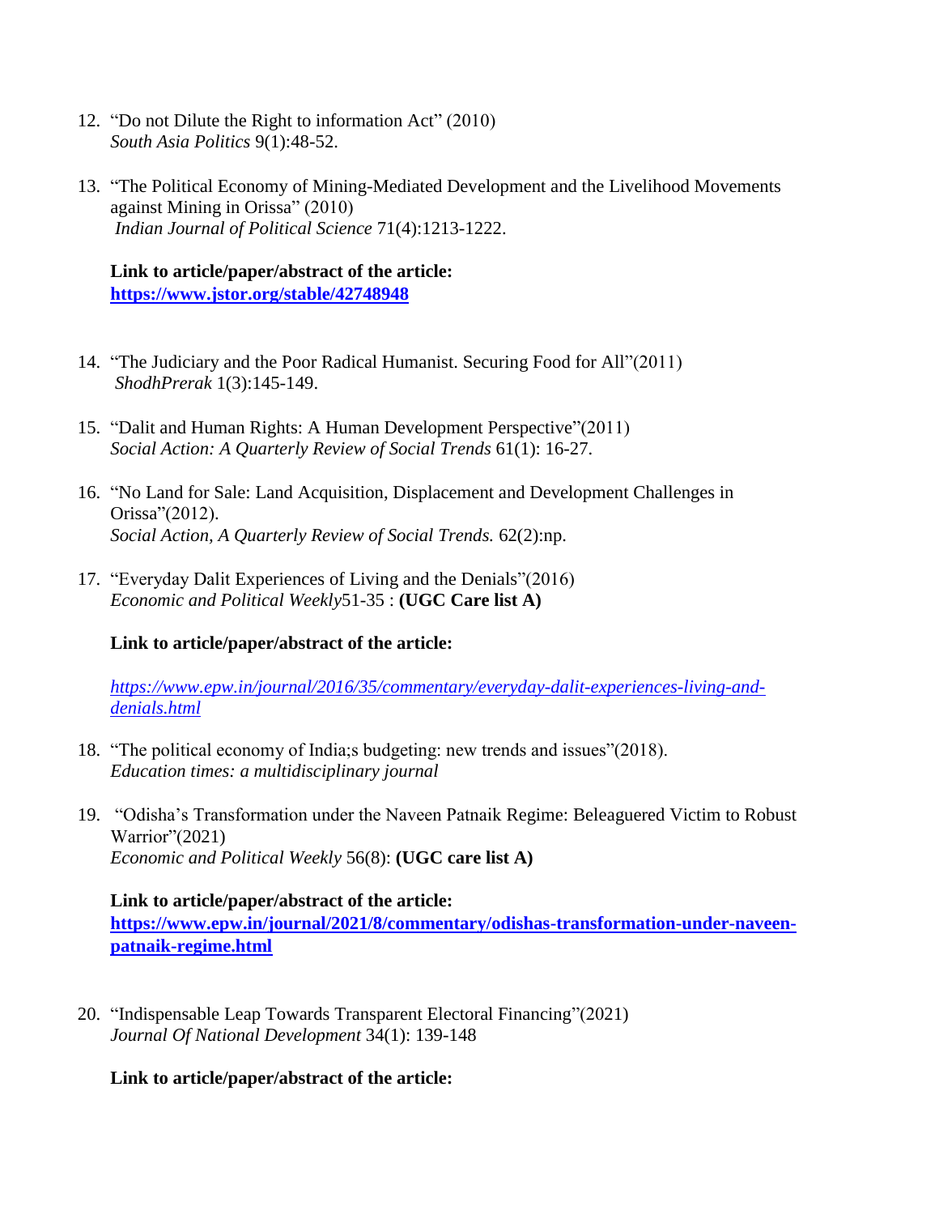12. "Do not Dilute the Right to information Act" (2010)
    *South Asia Politics* 9(1):48-52.

13. "The Political Economy of Mining-Mediated Development and the Livelihood Movements against Mining in Orissa" (2010)
    *Indian Journal of Political Science* 71(4):1213-1222.

    **Link to article/paper/abstract of the article:**
    **https://www.jstor.org/stable/42748948**

14. "The Judiciary and the Poor Radical Humanist. Securing Food for All"(2011)
    *ShodhPrerak* 1(3):145-149.

15. "Dalit and Human Rights: A Human Development Perspective"(2011)
    *Social Action: A Quarterly Review of Social Trends* 61(1): 16-27.

16. "No Land for Sale: Land Acquisition, Displacement and Development Challenges in Orissa"(2012).
    *Social Action, A Quarterly Review of Social Trends.* 62(2):np.

17. "Everyday Dalit Experiences of Living and the Denials"(2016)
    *Economic and Political Weekly*51-35 : **(UGC Care list A)**

    **Link to article/paper/abstract of the article:**

    *https://www.epw.in/journal/2016/35/commentary/everyday-dalit-experiences-living-and-denials.html*

18. "The political economy of India;s budgeting: new trends and issues"(2018).
    *Education times: a multidisciplinary journal*

19. "Odisha's Transformation under the Naveen Patnaik Regime: Beleaguered Victim to Robust Warrior"(2021)
    *Economic and Political Weekly* 56(8): **(UGC care list A)**

    **Link to article/paper/abstract of the article:**
    **https://www.epw.in/journal/2021/8/commentary/odishas-transformation-under-naveen-patnaik-regime.html**

20. "Indispensable Leap Towards Transparent Electoral Financing"(2021)
    *Journal Of National Development* 34(1): 139-148

    **Link to article/paper/abstract of the article:**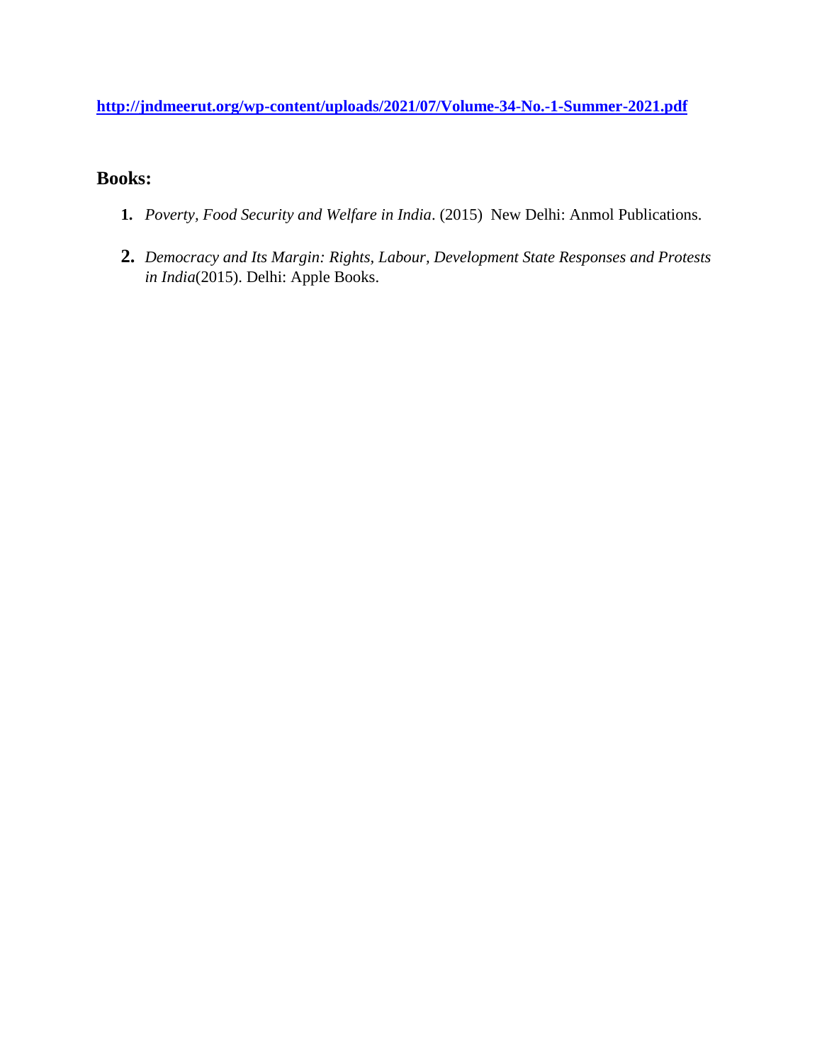**http://jndmeerut.org/wp-content/uploads/2021/07/Volume-34-No.-1-Summer-2021.pdf**

## Books:

1. *Poverty, Food Security and Welfare in India*. (2015) New Delhi: Anmol Publications.

2. *Democracy and Its Margin: Rights, Labour, Development State Responses and Protests in India*(2015). Delhi: Apple Books.